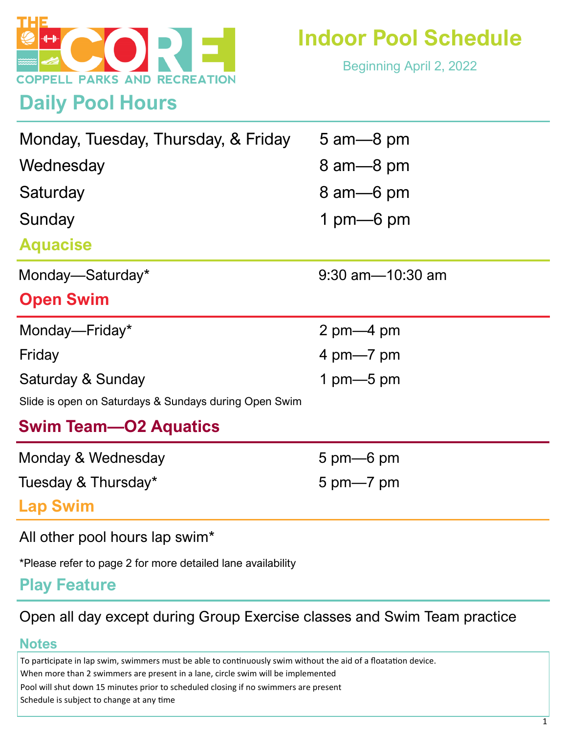THE CORE
COPPELL PARKS AND RECREATION

# Indoor Pool Schedule

Beginning April 2, 2022

## Daily Pool Hours

| | |
|---|---|
| Monday, Tuesday, Thursday, & Friday | 5 am—8 pm |
| Wednesday | 8 am—8 pm |
| Saturday | 8 am—6 pm |
| Sunday | 1 pm—6 pm |

## Aquacise

| | |
|---|---|
| Monday—Saturday* | 9:30 am—10:30 am |

## Open Swim

| | |
|---|---|
| Monday—Friday* | 2 pm—4 pm |
| Friday | 4 pm—7 pm |
| Saturday & Sunday | 1 pm—5 pm |

Slide is open on Saturdays & Sundays during Open Swim

## Swim Team—O2 Aquatics

| | |
|---|---|
| Monday & Wednesday | 5 pm—6 pm |
| Tuesday & Thursday* | 5 pm—7 pm |

## Lap Swim

All other pool hours lap swim*

*Please refer to page 2 for more detailed lane availability

## Play Feature

Open all day except during Group Exercise classes and Swim Team practice

## Notes

To participate in lap swim, swimmers must be able to continuously swim without the aid of a floatation device.
When more than 2 swimmers are present in a lane, circle swim will be implemented
Pool will shut down 15 minutes prior to scheduled closing if no swimmers are present
Schedule is subject to change at any time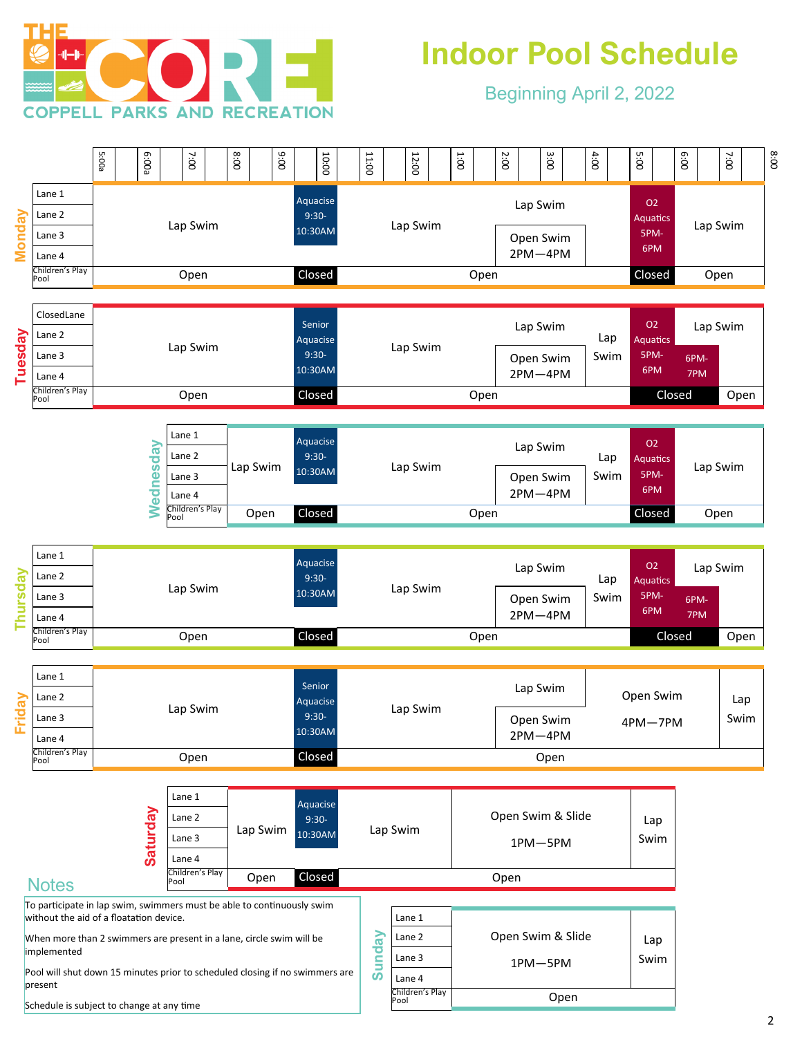# THE CORE — COPPELL PARKS AND RECREATION

# Indoor Pool Schedule

Beginning April 2, 2022

Times: 5:00a, 6:00a, 7:00, 8:00, 9:00, 10:00, 11:00, 12:00, 1:00, 2:00, 3:00, 4:00, 5:00, 6:00, 7:00, 8:00

## Monday

| | |
|---|---|
| Lane 1–4 | Lap Swim; Aquacise 9:30-10:30AM; Lap Swim; Lap Swim / Open Swim 2PM—4PM; O2 Aquatics 5PM-6PM; Lap Swim |
| Children's Play Pool | Open; Closed; Open; Closed; Open |

## Tuesday

| | |
|---|---|
| ClosedLane, Lane 2–4 | Lap Swim; Senior Aquacise 9:30-10:30AM; Lap Swim; Lap Swim / Open Swim 2PM—4PM; Lap Swim; O2 Aquatics 5PM-6PM; Lap Swim / 6PM-7PM |
| Children's Play Pool | Open; Closed; Open; Closed; Open |

## Wednesday

| | |
|---|---|
| Lane 1–4 | Lap Swim; Aquacise 9:30-10:30AM; Lap Swim; Lap Swim / Open Swim 2PM—4PM; Lap Swim; O2 Aquatics 5PM-6PM; Lap Swim |
| Children's Play Pool | Open; Closed; Open; Closed; Open |

## Thursday

| | |
|---|---|
| Lane 1–4 | Lap Swim; Aquacise 9:30-10:30AM; Lap Swim; Lap Swim / Open Swim 2PM—4PM; Lap Swim; O2 Aquatics 5PM-6PM; Lap Swim / 6PM-7PM |
| Children's Play Pool | Open; Closed; Open; Closed; Open |

## Friday

| | |
|---|---|
| Lane 1–4 | Lap Swim; Senior Aquacise 9:30-10:30AM; Lap Swim; Lap Swim / Open Swim 2PM—4PM; Open Swim 4PM—7PM; Lap Swim |
| Children's Play Pool | Open; Closed; Open |

## Saturday

| | |
|---|---|
| Lane 1–4 | Lap Swim; Aquacise 9:30-10:30AM; Lap Swim; Open Swim & Slide 1PM—5PM; Lap Swim |
| Children's Play Pool | Open; Closed; Open |

## Sunday

| | |
|---|---|
| Lane 1–4 | Open Swim & Slide 1PM—5PM; Lap Swim |
| Children's Play Pool | Open |

## Notes

To participate in lap swim, swimmers must be able to continuously swim without the aid of a floatation device.

When more than 2 swimmers are present in a lane, circle swim will be implemented

Pool will shut down 15 minutes prior to scheduled closing if no swimmers are present

Schedule is subject to change at any time